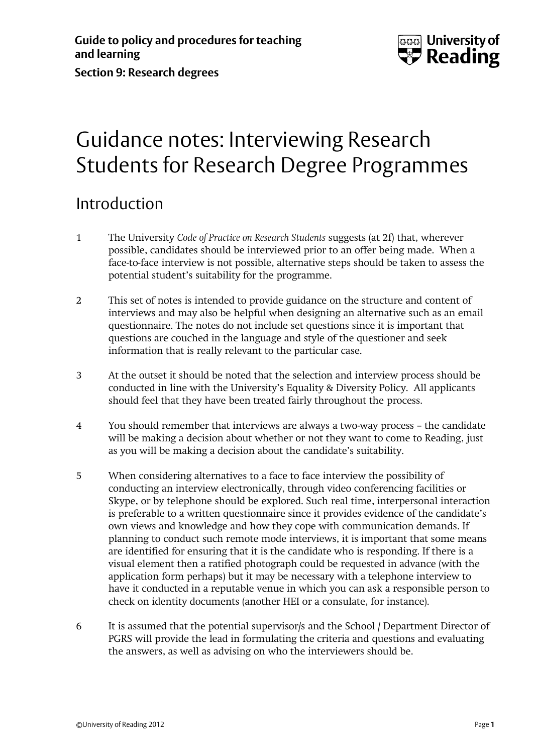Guide to policy and procedures for teaching and learning

Section 9: Research degrees

# Guidance notes: Interviewing Research Students for Research Degree Programmes

## Introduction

1 The University *Code of Practice on Research Students* suggests (at 2f) that, wherever possible, candidates should be interviewed prior to an offer being made. When a face-to-face interview is not possible, alternative steps should be taken to assess the potential student's suitability for the programme.

2 This set of notes is intended to provide guidance on the structure and content of interviews and may also be helpful when designing an alternative such as an email questionnaire. The notes do not include set questions since it is important that questions are couched in the language and style of the questioner and seek information that is really relevant to the particular case.

3 At the outset it should be noted that the selection and interview process should be conducted in line with the University's Equality & Diversity Policy. All applicants should feel that they have been treated fairly throughout the process.

4 You should remember that interviews are always a two-way process – the candidate will be making a decision about whether or not they want to come to Reading, just as you will be making a decision about the candidate's suitability.

5 When considering alternatives to a face to face interview the possibility of conducting an interview electronically, through video conferencing facilities or Skype, or by telephone should be explored. Such real time, interpersonal interaction is preferable to a written questionnaire since it provides evidence of the candidate's own views and knowledge and how they cope with communication demands. If planning to conduct such remote mode interviews, it is important that some means are identified for ensuring that it is the candidate who is responding. If there is a visual element then a ratified photograph could be requested in advance (with the application form perhaps) but it may be necessary with a telephone interview to have it conducted in a reputable venue in which you can ask a responsible person to check on identity documents (another HEI or a consulate, for instance).

6 It is assumed that the potential supervisor/s and the School / Department Director of PGRS will provide the lead in formulating the criteria and questions and evaluating the answers, as well as advising on who the interviewers should be.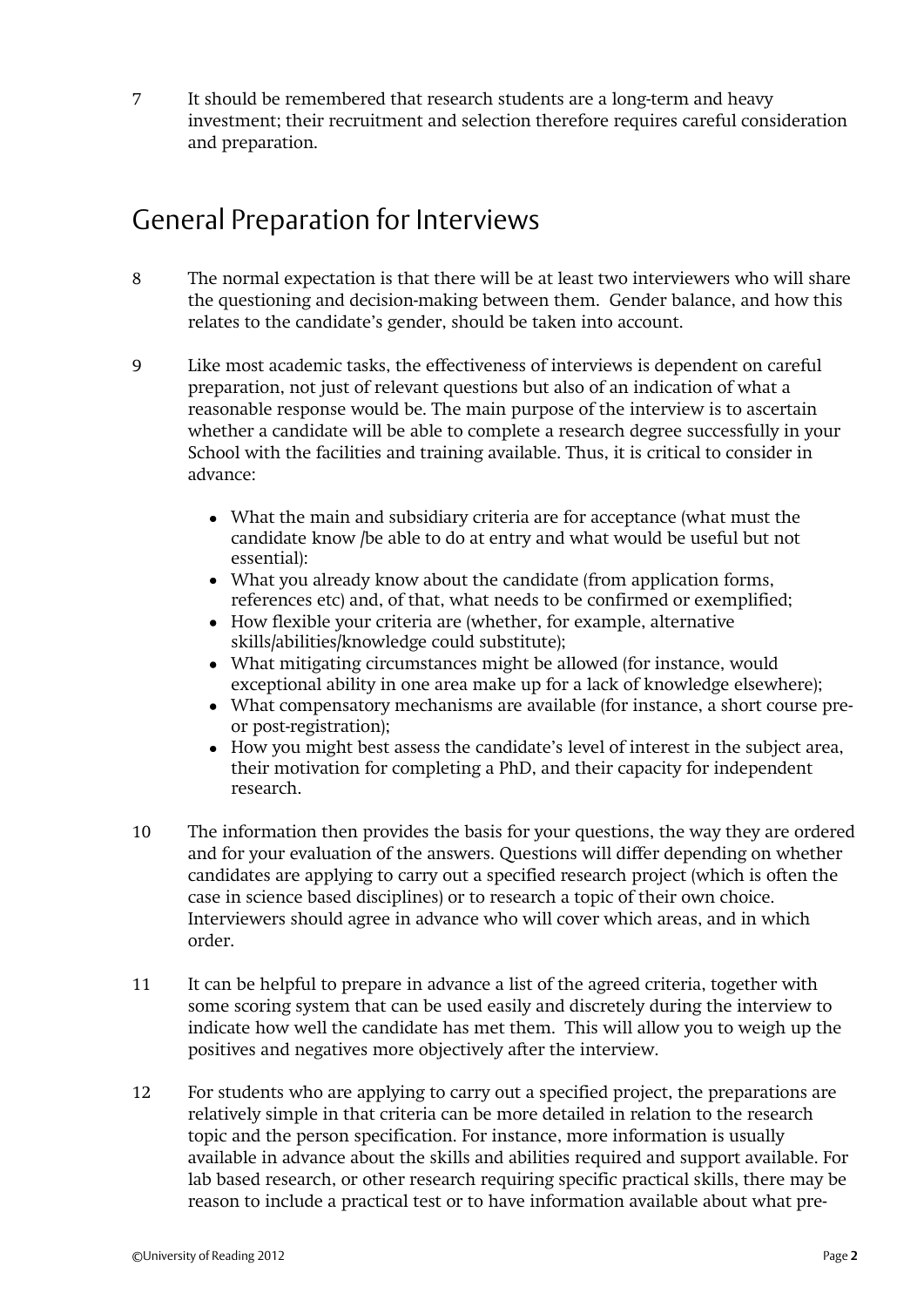7 It should be remembered that research students are a long-term and heavy investment; their recruitment and selection therefore requires careful consideration and preparation.

## General Preparation for Interviews

8 The normal expectation is that there will be at least two interviewers who will share the questioning and decision-making between them. Gender balance, and how this relates to the candidate's gender, should be taken into account.

9 Like most academic tasks, the effectiveness of interviews is dependent on careful preparation, not just of relevant questions but also of an indication of what a reasonable response would be. The main purpose of the interview is to ascertain whether a candidate will be able to complete a research degree successfully in your School with the facilities and training available. Thus, it is critical to consider in advance:

- What the main and subsidiary criteria are for acceptance (what must the candidate know /be able to do at entry and what would be useful but not essential):
- What you already know about the candidate (from application forms, references etc) and, of that, what needs to be confirmed or exemplified;
- How flexible your criteria are (whether, for example, alternative skills/abilities/knowledge could substitute);
- What mitigating circumstances might be allowed (for instance, would exceptional ability in one area make up for a lack of knowledge elsewhere);
- What compensatory mechanisms are available (for instance, a short course pre- or post-registration);
- How you might best assess the candidate's level of interest in the subject area, their motivation for completing a PhD, and their capacity for independent research.

10 The information then provides the basis for your questions, the way they are ordered and for your evaluation of the answers. Questions will differ depending on whether candidates are applying to carry out a specified research project (which is often the case in science based disciplines) or to research a topic of their own choice. Interviewers should agree in advance who will cover which areas, and in which order.

11 It can be helpful to prepare in advance a list of the agreed criteria, together with some scoring system that can be used easily and discretely during the interview to indicate how well the candidate has met them. This will allow you to weigh up the positives and negatives more objectively after the interview.

12 For students who are applying to carry out a specified project, the preparations are relatively simple in that criteria can be more detailed in relation to the research topic and the person specification. For instance, more information is usually available in advance about the skills and abilities required and support available. For lab based research, or other research requiring specific practical skills, there may be reason to include a practical test or to have information available about what pre-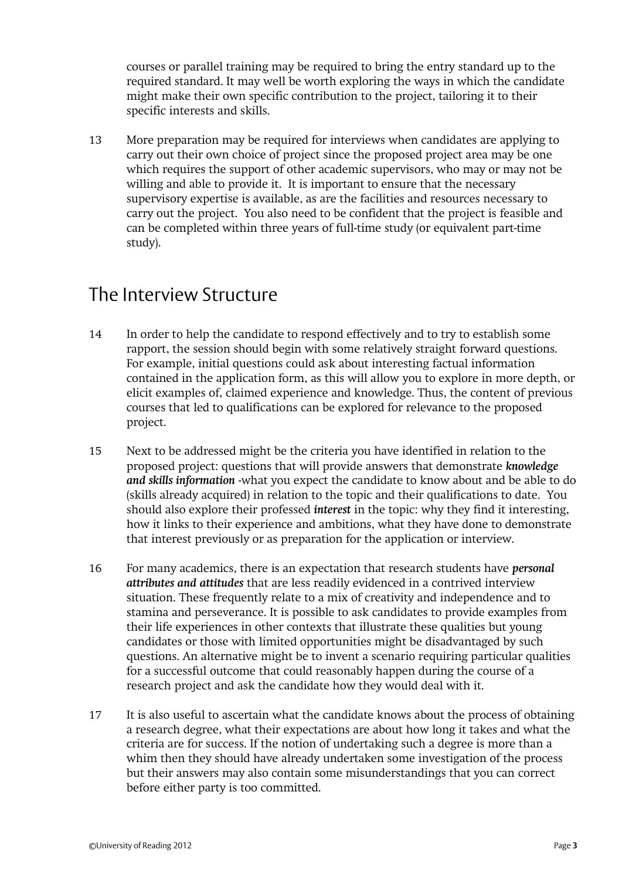courses or parallel training may be required to bring the entry standard up to the required standard. It may well be worth exploring the ways in which the candidate might make their own specific contribution to the project, tailoring it to their specific interests and skills.

13 More preparation may be required for interviews when candidates are applying to carry out their own choice of project since the proposed project area may be one which requires the support of other academic supervisors, who may or may not be willing and able to provide it. It is important to ensure that the necessary supervisory expertise is available, as are the facilities and resources necessary to carry out the project. You also need to be confident that the project is feasible and can be completed within three years of full-time study (or equivalent part-time study).

## The Interview Structure

14 In order to help the candidate to respond effectively and to try to establish some rapport, the session should begin with some relatively straight forward questions. For example, initial questions could ask about interesting factual information contained in the application form, as this will allow you to explore in more depth, or elicit examples of, claimed experience and knowledge. Thus, the content of previous courses that led to qualifications can be explored for relevance to the proposed project.

15 Next to be addressed might be the criteria you have identified in relation to the proposed project: questions that will provide answers that demonstrate ***knowledge and skills information*** -what you expect the candidate to know about and be able to do (skills already acquired) in relation to the topic and their qualifications to date. You should also explore their professed ***interest*** in the topic: why they find it interesting, how it links to their experience and ambitions, what they have done to demonstrate that interest previously or as preparation for the application or interview.

16 For many academics, there is an expectation that research students have ***personal attributes and attitudes*** that are less readily evidenced in a contrived interview situation. These frequently relate to a mix of creativity and independence and to stamina and perseverance. It is possible to ask candidates to provide examples from their life experiences in other contexts that illustrate these qualities but young candidates or those with limited opportunities might be disadvantaged by such questions. An alternative might be to invent a scenario requiring particular qualities for a successful outcome that could reasonably happen during the course of a research project and ask the candidate how they would deal with it.

17 It is also useful to ascertain what the candidate knows about the process of obtaining a research degree, what their expectations are about how long it takes and what the criteria are for success. If the notion of undertaking such a degree is more than a whim then they should have already undertaken some investigation of the process but their answers may also contain some misunderstandings that you can correct before either party is too committed.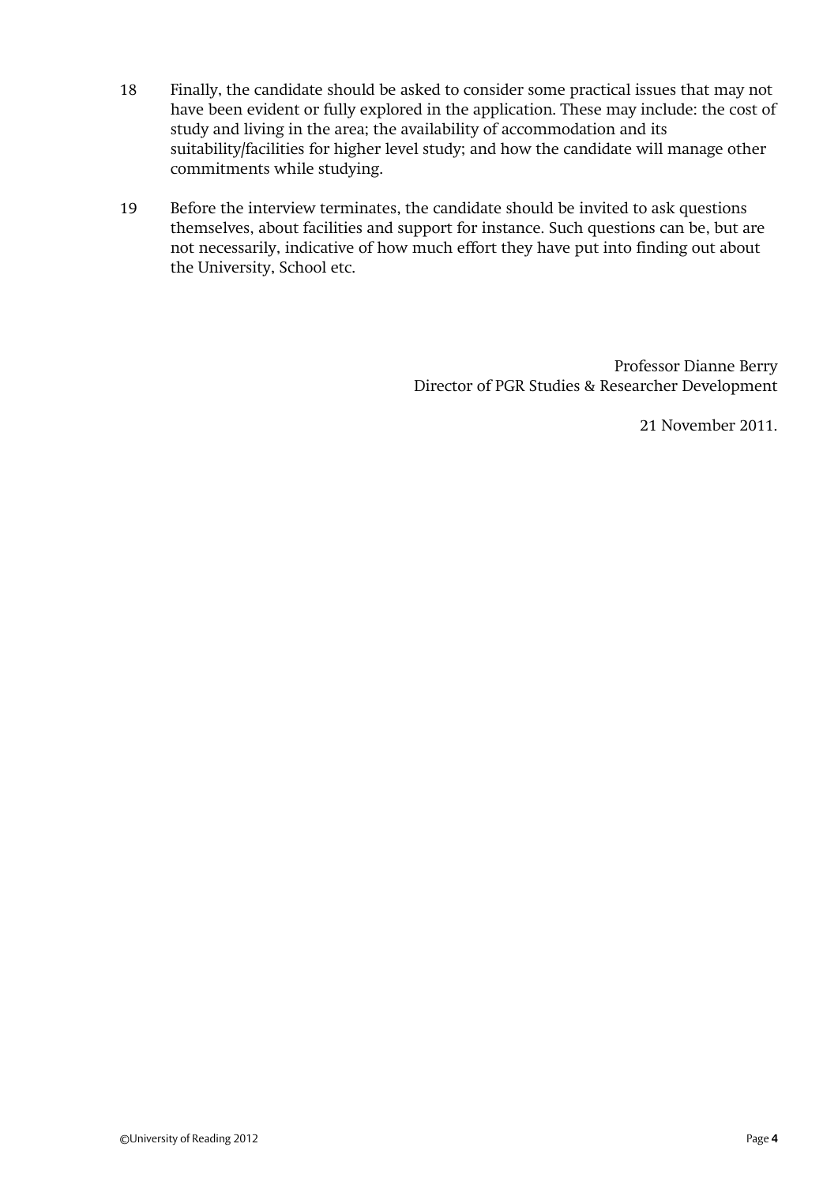18 Finally, the candidate should be asked to consider some practical issues that may not have been evident or fully explored in the application. These may include: the cost of study and living in the area; the availability of accommodation and its suitability/facilities for higher level study; and how the candidate will manage other commitments while studying.

19 Before the interview terminates, the candidate should be invited to ask questions themselves, about facilities and support for instance. Such questions can be, but are not necessarily, indicative of how much effort they have put into finding out about the University, School etc.

Professor Dianne Berry
Director of PGR Studies & Researcher Development

21 November 2011.